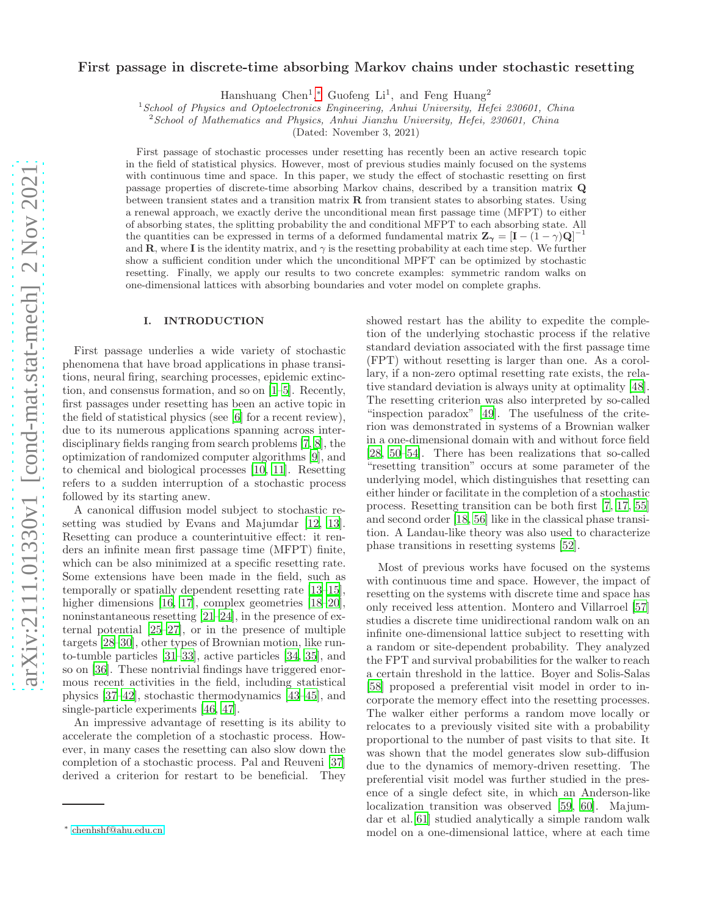# First passage in discrete-time absorbing Markov chains under stochastic resetting

Hanshuang Chen[1,*], Guofeng Li[1], and Feng Huang[2]

[1]*School of Physics and Optoelectronics Engineering, Anhui University, Hefei 230601, China*
[2]*School of Mathematics and Physics, Anhui Jianzhu University, Hefei, 230601, China*

(Dated: November 3, 2021)

First passage of stochastic processes under resetting has recently been an active research topic in the field of statistical physics. However, most of previous studies mainly focused on the systems with continuous time and space. In this paper, we study the effect of stochastic resetting on first passage properties of discrete-time absorbing Markov chains, described by a transition matrix $\mathbf{Q}$ between transient states and a transition matrix $\mathbf{R}$ from transient states to absorbing states. Using a renewal approach, we exactly derive the unconditional mean first passage time (MFPT) to either of absorbing states, the splitting probability the and conditional MFPT to each absorbing state. All the quantities can be expressed in terms of a deformed fundamental matrix $\mathbf{Z_\gamma} = [\mathbf{I} - (1-\gamma)\mathbf{Q}]^{-1}$ and $\mathbf{R}$, where $\mathbf{I}$ is the identity matrix, and $\gamma$ is the resetting probability at each time step. We further show a sufficient condition under which the unconditional MPFT can be optimized by stochastic resetting. Finally, we apply our results to two concrete examples: symmetric random walks on one-dimensional lattices with absorbing boundaries and voter model on complete graphs.

## I. INTRODUCTION

First passage underlies a wide variety of stochastic phenomena that have broad applications in phase transitions, neural firing, searching processes, epidemic extinction, and consensus formation, and so on [1–5]. Recently, first passages under resetting has been an active topic in the field of statistical physics (see [6] for a recent review), due to its numerous applications spanning across interdisciplinary fields ranging from search problems [7, 8], the optimization of randomized computer algorithms [9], and to chemical and biological processes [10, 11]. Resetting refers to a sudden interruption of a stochastic process followed by its starting anew.

A canonical diffusion model subject to stochastic resetting was studied by Evans and Majumdar [12, 13]. Resetting can produce a counterintuitive effect: it renders an infinite mean first passage time (MFPT) finite, which can be also minimized at a specific resetting rate. Some extensions have been made in the field, such as temporally or spatially dependent resetting rate [13–15], higher dimensions [16, 17], complex geometries [18–20], noninstantaneous resetting [21–24], in the presence of external potential [25–27], or in the presence of multiple targets [28–30], other types of Brownian motion, like run-to-tumble particles [31–33], active particles [34, 35], and so on [36]. These nontrivial findings have triggered enormous recent activities in the field, including statistical physics [37–42], stochastic thermodynamics [43–45], and single-particle experiments [46, 47].

An impressive advantage of resetting is its ability to accelerate the completion of a stochastic process. However, in many cases the resetting can also slow down the completion of a stochastic process. Pal and Reuveni [37] derived a criterion for restart to be beneficial. They showed restart has the ability to expedite the completion of the underlying stochastic process if the relative standard deviation associated with the first passage time (FPT) without resetting is larger than one. As a corollary, if a non-zero optimal resetting rate exists, the relative standard deviation is always unity at optimality [48]. The resetting criterion was also interpreted by so-called "inspection paradox" [49]. The usefulness of the criterion was demonstrated in systems of a Brownian walker in a one-dimensional domain with and without force field [28, 50–54]. There has been realizations that so-called "resetting transition" occurs at some parameter of the underlying model, which distinguishes that resetting can either hinder or facilitate in the completion of a stochastic process. Resetting transition can be both first [7, 17, 55] and second order [18, 56] like in the classical phase transition. A Landau-like theory was also used to characterize phase transitions in resetting systems [52].

Most of previous works have focused on the systems with continuous time and space. However, the impact of resetting on the systems with discrete time and space has only received less attention. Montero and Villarroel [57] studies a discrete time unidirectional random walk on an infinite one-dimensional lattice subject to resetting with a random or site-dependent probability. They analyzed the FPT and survival probabilities for the walker to reach a certain threshold in the lattice. Boyer and Solis-Salas [58] proposed a preferential visit model in order to incorporate the memory effect into the resetting processes. The walker either performs a random move locally or relocates to a previously visited site with a probability proportional to the number of past visits to that site. It was shown that the model generates slow sub-diffusion due to the dynamics of memory-driven resetting. The preferential visit model was further studied in the presence of a single defect site, in which an Anderson-like localization transition was observed [59, 60]. Majumdar et al. [61] studied analytically a simple random walk model on a one-dimensional lattice, where at each time

* chenhshf@ahu.edu.cn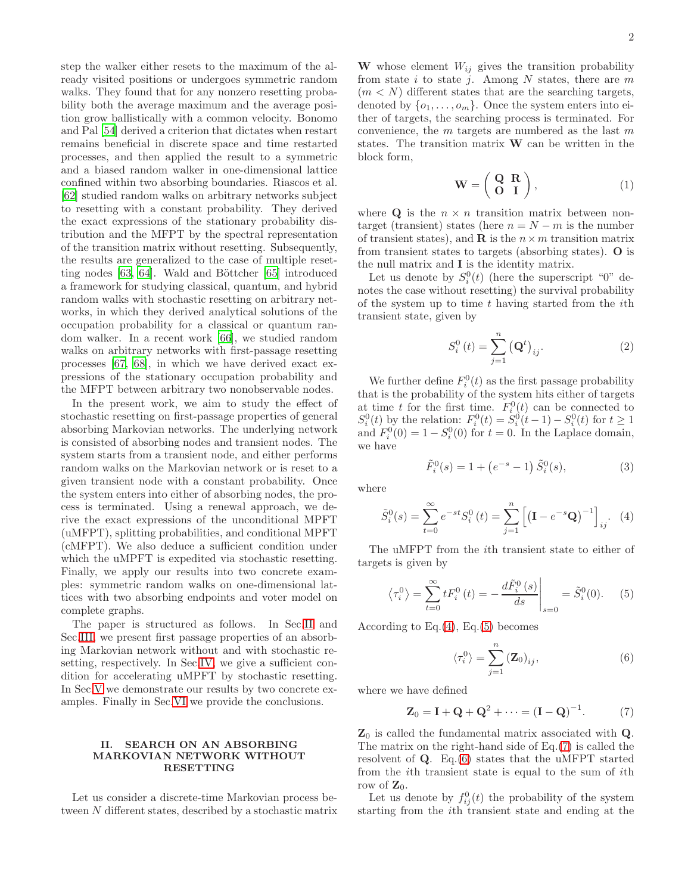step the walker either resets to the maximum of the already visited positions or undergoes symmetric random walks. They found that for any nonzero resetting probability both the average maximum and the average position grow ballistically with a common velocity. Bonomo and Pal [54] derived a criterion that dictates when restart remains beneficial in discrete space and time restarted processes, and then applied the result to a symmetric and a biased random walker in one-dimensional lattice confined within two absorbing boundaries. Riascos et al. [62] studied random walks on arbitrary networks subject to resetting with a constant probability. They derived the exact expressions of the stationary probability distribution and the MFPT by the spectral representation of the transition matrix without resetting. Subsequently, the results are generalized to the case of multiple resetting nodes [63, 64]. Wald and Böttcher [65] introduced a framework for studying classical, quantum, and hybrid random walks with stochastic resetting on arbitrary networks, in which they derived analytical solutions of the occupation probability for a classical or quantum random walker. In a recent work [66], we studied random walks on arbitrary networks with first-passage resetting processes [67, 68], in which we have derived exact expressions of the stationary occupation probability and the MFPT between arbitrary two nonobservable nodes.

In the present work, we aim to study the effect of stochastic resetting on first-passage properties of general absorbing Markovian networks. The underlying network is consisted of absorbing nodes and transient nodes. The system starts from a transient node, and either performs random walks on the Markovian network or is reset to a given transient node with a constant probability. Once the system enters into either of absorbing nodes, the process is terminated. Using a renewal approach, we derive the exact expressions of the unconditional MFPT (uMFPT), splitting probabilities, and conditional MFPT (cMFPT). We also deduce a sufficient condition under which the uMPFT is expedited via stochastic resetting. Finally, we apply our results into two concrete examples: symmetric random walks on one-dimensional lattices with two absorbing endpoints and voter model on complete graphs.

The paper is structured as follows. In Sec.II and Sec.III, we present first passage properties of an absorbing Markovian network without and with stochastic resetting, respectively. In Sec.IV, we give a sufficient condition for accelerating uMPFT by stochastic resetting. In Sec.V we demonstrate our results by two concrete examples. Finally in Sec.VI we provide the conclusions.

## II. SEARCH ON AN ABSORBING MARKOVIAN NETWORK WITHOUT RESETTING

Let us consider a discrete-time Markovian process between $N$ different states, described by a stochastic matrix $\mathbf{W}$ whose element $W_{ij}$ gives the transition probability from state $i$ to state $j$. Among $N$ states, there are $m$ ($m < N$) different states that are the searching targets, denoted by $\{o_1, \ldots, o_m\}$. Once the system enters into either of targets, the searching process is terminated. For convenience, the $m$ targets are numbered as the last $m$ states. The transition matrix $\mathbf{W}$ can be written in the block form,

$$\mathbf{W} = \begin{pmatrix} \mathbf{Q} & \mathbf{R} \\ \mathbf{O} & \mathbf{I} \end{pmatrix}, \tag{1}$$

where $\mathbf{Q}$ is the $n \times n$ transition matrix between nontarget (transient) states (here $n = N - m$ is the number of transient states), and $\mathbf{R}$ is the $n \times m$ transition matrix from transient states to targets (absorbing states). $\mathbf{O}$ is the null matrix and $\mathbf{I}$ is the identity matrix.

Let us denote by $S_i^0(t)$ (here the superscript "0" denotes the case without resetting) the survival probability of the system up to time $t$ having started from the $i$th transient state, given by

$$S_i^0(t) = \sum_{j=1}^{n} \left(\mathbf{Q}^t\right)_{ij}. \tag{2}$$

We further define $F_i^0(t)$ as the first passage probability that is the probability of the system hits either of targets at time $t$ for the first time. $F_i^0(t)$ can be connected to $S_i^0(t)$ by the relation: $F_i^0(t) = S_i^0(t-1) - S_i^0(t)$ for $t \geq 1$ and $F_i^0(0) = 1 - S_i^0(0)$ for $t = 0$. In the Laplace domain, we have

$$\tilde{F}_i^0(s) = 1 + \left(e^{-s} - 1\right)\tilde{S}_i^0(s), \tag{3}$$

where

$$\tilde{S}_i^0(s) = \sum_{t=0}^{\infty} e^{-st} S_i^0(t) = \sum_{j=1}^{n} \left[\left(\mathbf{I} - e^{-s}\mathbf{Q}\right)^{-1}\right]_{ij}. \tag{4}$$

The uMFPT from the $i$th transient state to either of targets is given by

$$\langle \tau_i^0 \rangle = \sum_{t=0}^{\infty} t F_i^0(t) = -\left.\frac{d\tilde{F}_i^0(s)}{ds}\right|_{s=0} = \tilde{S}_i^0(0). \tag{5}$$

According to Eq.(4), Eq.(5) becomes

$$\langle \tau_i^0 \rangle = \sum_{j=1}^{n} (\mathbf{Z}_0)_{ij}, \tag{6}$$

where we have defined

$$\mathbf{Z}_0 = \mathbf{I} + \mathbf{Q} + \mathbf{Q}^2 + \cdots = (\mathbf{I} - \mathbf{Q})^{-1}. \tag{7}$$

$\mathbf{Z}_0$ is called the fundamental matrix associated with $\mathbf{Q}$. The matrix on the right-hand side of Eq.(7) is called the resolvent of $\mathbf{Q}$. Eq.(6) states that the uMFPT started from the $i$th transient state is equal to the sum of $i$th row of $\mathbf{Z}_0$.

Let us denote by $f_{ij}^0(t)$ the probability of the system starting from the $i$th transient state and ending at the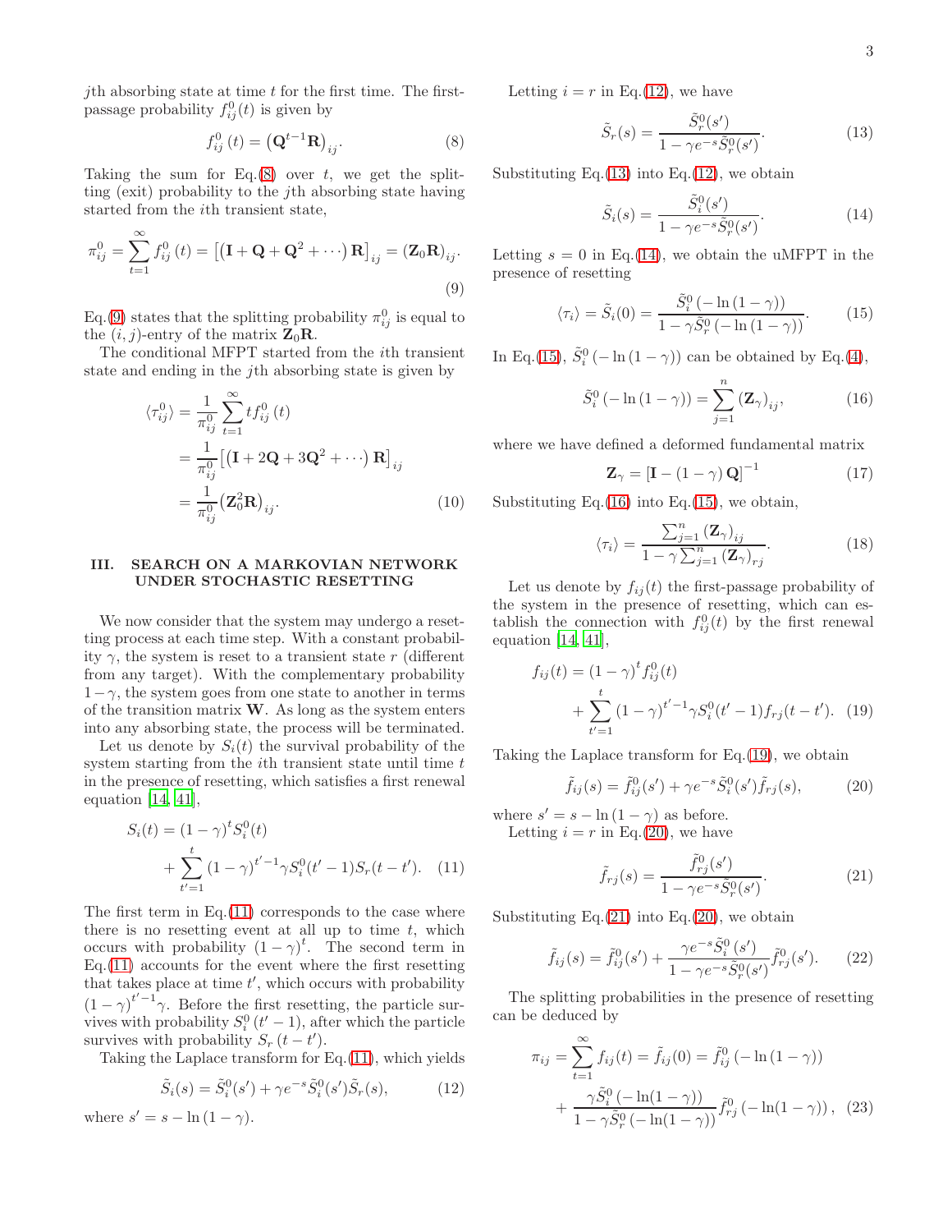$j$th absorbing state at time $t$ for the first time. The first-passage probability $f_{ij}^0(t)$ is given by

$$f_{ij}^0(t) = \left(\mathbf{Q}^{t-1}\mathbf{R}\right)_{ij}. \tag{8}$$

Taking the sum for Eq.(8) over $t$, we get the splitting (exit) probability to the $j$th absorbing state having started from the $i$th transient state,

$$\pi_{ij}^0 = \sum_{t=1}^{\infty} f_{ij}^0(t) = \left[\left(\mathbf{I} + \mathbf{Q} + \mathbf{Q}^2 + \cdots\right)\mathbf{R}\right]_{ij} = \left(\mathbf{Z}_0\mathbf{R}\right)_{ij}. \tag{9}$$

Eq.(9) states that the splitting probability $\pi_{ij}^0$ is equal to the $(i,j)$-entry of the matrix $\mathbf{Z}_0\mathbf{R}$.

The conditional MFPT started from the $i$th transient state and ending in the $j$th absorbing state is given by

$$\begin{aligned}
\langle \tau_{ij}^0 \rangle &= \frac{1}{\pi_{ij}^0}\sum_{t=1}^{\infty} t f_{ij}^0(t) \\
&= \frac{1}{\pi_{ij}^0}\left[\left(\mathbf{I} + 2\mathbf{Q} + 3\mathbf{Q}^2 + \cdots\right)\mathbf{R}\right]_{ij} \\
&= \frac{1}{\pi_{ij}^0}\left(\mathbf{Z}_0^2\mathbf{R}\right)_{ij}.
\end{aligned} \tag{10}$$

## III. SEARCH ON A MARKOVIAN NETWORK UNDER STOCHASTIC RESETTING

We now consider that the system may undergo a resetting process at each time step. With a constant probability $\gamma$, the system is reset to a transient state $r$ (different from any target). With the complementary probability $1-\gamma$, the system goes from one state to another in terms of the transition matrix $\mathbf{W}$. As long as the system enters into any absorbing state, the process will be terminated.

Let us denote by $S_i(t)$ the survival probability of the system starting from the $i$th transient state until time $t$ in the presence of resetting, which satisfies a first renewal equation [14, 41],

$$\begin{aligned}
S_i(t) &= (1-\gamma)^t S_i^0(t) \\
&+ \sum_{t'=1}^{t}(1-\gamma)^{t'-1}\gamma S_i^0(t'-1) S_r(t-t').
\end{aligned} \tag{11}$$

The first term in Eq.(11) corresponds to the case where there is no resetting event at all up to time $t$, which occurs with probability $(1-\gamma)^t$. The second term in Eq.(11) accounts for the event where the first resetting that takes place at time $t'$, which occurs with probability $(1-\gamma)^{t'-1}\gamma$. Before the first resetting, the particle survives with probability $S_i^0(t'-1)$, after which the particle survives with probability $S_r(t-t')$.

Taking the Laplace transform for Eq.(11), which yields

$$\tilde{S}_i(s) = \tilde{S}_i^0(s') + \gamma e^{-s}\tilde{S}_i^0(s')\tilde{S}_r(s), \tag{12}$$

where $s' = s - \ln(1-\gamma)$.

Letting $i = r$ in Eq.(12), we have

$$\tilde{S}_r(s) = \frac{\tilde{S}_r^0(s')}{1-\gamma e^{-s}\tilde{S}_r^0(s')}. \tag{13}$$

Substituting Eq.(13) into Eq.(12), we obtain

$$\tilde{S}_i(s) = \frac{\tilde{S}_i^0(s')}{1-\gamma e^{-s}\tilde{S}_r^0(s')}. \tag{14}$$

Letting $s = 0$ in Eq.(14), we obtain the uMFPT in the presence of resetting

$$\langle \tau_i \rangle = \tilde{S}_i(0) = \frac{\tilde{S}_i^0(-\ln(1-\gamma))}{1-\gamma\tilde{S}_r^0(-\ln(1-\gamma))}. \tag{15}$$

In Eq.(15), $\tilde{S}_i^0(-\ln(1-\gamma))$ can be obtained by Eq.(4),

$$\tilde{S}_i^0(-\ln(1-\gamma)) = \sum_{j=1}^{n}\left(\mathbf{Z}_\gamma\right)_{ij}, \tag{16}$$

where we have defined a deformed fundamental matrix

$$\mathbf{Z}_\gamma = \left[\mathbf{I} - (1-\gamma)\mathbf{Q}\right]^{-1} \tag{17}$$

Substituting Eq.(16) into Eq.(15), we obtain,

$$\langle \tau_i \rangle = \frac{\sum_{j=1}^{n}\left(\mathbf{Z}_\gamma\right)_{ij}}{1-\gamma\sum_{j=1}^{n}\left(\mathbf{Z}_\gamma\right)_{rj}}. \tag{18}$$

Let us denote by $f_{ij}(t)$ the first-passage probability of the system in the presence of resetting, which can establish the connection with $f_{ij}^0(t)$ by the first renewal equation [14, 41],

$$\begin{aligned}
f_{ij}(t) &= (1-\gamma)^t f_{ij}^0(t) \\
&+ \sum_{t'=1}^{t}(1-\gamma)^{t'-1}\gamma S_i^0(t'-1) f_{rj}(t-t').
\end{aligned} \tag{19}$$

Taking the Laplace transform for Eq.(19), we obtain

$$\tilde{f}_{ij}(s) = \tilde{f}_{ij}^0(s') + \gamma e^{-s}\tilde{S}_i^0(s')\tilde{f}_{rj}(s), \tag{20}$$

where $s' = s - \ln(1-\gamma)$ as before.

Letting $i = r$ in Eq.(20), we have

$$\tilde{f}_{rj}(s) = \frac{\tilde{f}_{rj}^0(s')}{1-\gamma e^{-s}\tilde{S}_r^0(s')}. \tag{21}$$

Substituting Eq.(21) into Eq.(20), we obtain

$$\tilde{f}_{ij}(s) = \tilde{f}_{ij}^0(s') + \frac{\gamma e^{-s}\tilde{S}_i^0(s')}{1-\gamma e^{-s}\tilde{S}_r^0(s')}\tilde{f}_{rj}^0(s'). \tag{22}$$

The splitting probabilities in the presence of resetting can be deduced by

$$\begin{aligned}
\pi_{ij} &= \sum_{t=1}^{\infty} f_{ij}(t) = \tilde{f}_{ij}(0) = \tilde{f}_{ij}^0(-\ln(1-\gamma)) \\
&+ \frac{\gamma\tilde{S}_i^0(-\ln(1-\gamma))}{1-\gamma\tilde{S}_r^0(-\ln(1-\gamma))}\tilde{f}_{rj}^0(-\ln(1-\gamma)),
\end{aligned} \tag{23}$$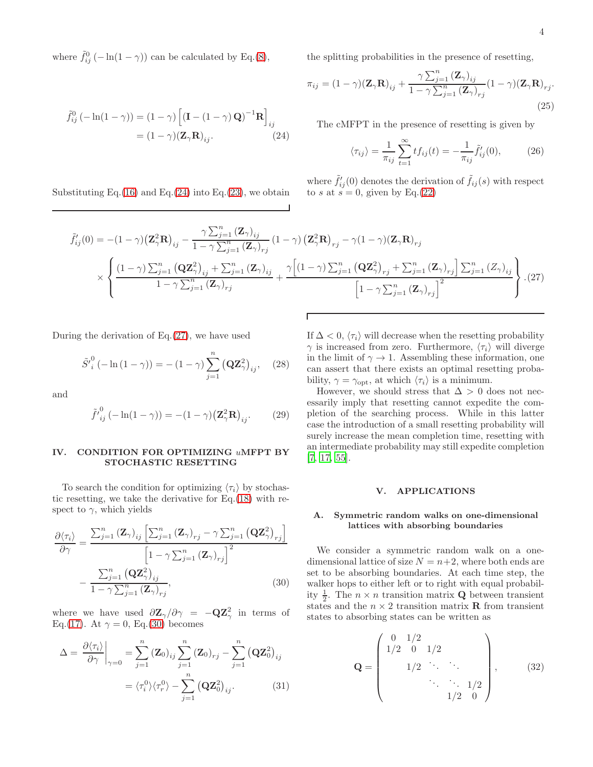where $\tilde{f}_{ij}^0(-\ln(1-\gamma))$ can be calculated by Eq.(8),

$$\tilde{f}_{ij}^0(-\ln(1-\gamma)) = (1-\gamma)\left[(\mathbf{I}-(1-\gamma)\mathbf{Q})^{-1}\mathbf{R}\right]_{ij} = (1-\gamma)(\mathbf{Z}_\gamma\mathbf{R})_{ij}. \tag{24}$$

Substituting Eq.(16) and Eq.(24) into Eq.(23), we obtain the splitting probabilities in the presence of resetting,

$$\pi_{ij} = (1-\gamma)(\mathbf{Z}_\gamma\mathbf{R})_{ij} + \frac{\gamma\sum_{j=1}^n(\mathbf{Z}_\gamma)_{ij}}{1-\gamma\sum_{j=1}^n(\mathbf{Z}_\gamma)_{rj}}(1-\gamma)(\mathbf{Z}_\gamma\mathbf{R})_{rj}. \tag{25}$$

The cMFPT in the presence of resetting is given by

$$\langle\tau_{ij}\rangle = \frac{1}{\pi_{ij}}\sum_{t=1}^{\infty} t f_{ij}(t) = -\frac{1}{\pi_{ij}}\tilde{f}'_{ij}(0), \tag{26}$$

where $\tilde{f}'_{ij}(0)$ denotes the derivation of $\tilde{f}_{ij}(s)$ with respect to $s$ at $s=0$, given by Eq.(22)

$$\tilde{f}'_{ij}(0) = -(1-\gamma)\left(\mathbf{Z}_\gamma^2\mathbf{R}\right)_{ij} - \frac{\gamma\sum_{j=1}^n(\mathbf{Z}_\gamma)_{ij}}{1-\gamma\sum_{j=1}^n(\mathbf{Z}_\gamma)_{rj}}(1-\gamma)\left(\mathbf{Z}_\gamma^2\mathbf{R}\right)_{rj} - \gamma(1-\gamma)(\mathbf{Z}_\gamma\mathbf{R})_{rj}$$
$$\times\left\{\frac{(1-\gamma)\sum_{j=1}^n\left(\mathbf{Q}\mathbf{Z}_\gamma^2\right)_{ij}+\sum_{j=1}^n(\mathbf{Z}_\gamma)_{ij}}{1-\gamma\sum_{j=1}^n(\mathbf{Z}_\gamma)_{rj}} + \frac{\gamma\left[(1-\gamma)\sum_{j=1}^n\left(\mathbf{Q}\mathbf{Z}_\gamma^2\right)_{rj}+\sum_{j=1}^n(\mathbf{Z}_\gamma)_{rj}\right]\sum_{j=1}^n(Z_\gamma)_{ij}}{\left[1-\gamma\sum_{j=1}^n(\mathbf{Z}_\gamma)_{rj}\right]^2}\right\}. \tag{27}$$

During the derivation of Eq.(27), we have used

$$\tilde{S}'^0_i(-\ln(1-\gamma)) = -(1-\gamma)\sum_{j=1}^n\left(\mathbf{Q}\mathbf{Z}_\gamma^2\right)_{ij}, \tag{28}$$

and

$$\tilde{f}'^0_{ij}(-\ln(1-\gamma)) = -(1-\gamma)\left(\mathbf{Z}_\gamma^2\mathbf{R}\right)_{ij}. \tag{29}$$

## IV. CONDITION FOR OPTIMIZING $u$MFPT BY STOCHASTIC RESETTING

To search the condition for optimizing $\langle\tau_i\rangle$ by stochastic resetting, we take the derivative for Eq.(18) with respect to $\gamma$, which yields

$$\frac{\partial\langle\tau_i\rangle}{\partial\gamma} = \frac{\sum_{j=1}^n(\mathbf{Z}_\gamma)_{ij}\left[\sum_{j=1}^n(\mathbf{Z}_\gamma)_{rj}-\gamma\sum_{j=1}^n\left(\mathbf{Q}\mathbf{Z}_\gamma^2\right)_{rj}\right]}{\left[1-\gamma\sum_{j=1}^n(\mathbf{Z}_\gamma)_{rj}\right]^2} - \frac{\sum_{j=1}^n\left(\mathbf{Q}\mathbf{Z}_\gamma^2\right)_{ij}}{1-\gamma\sum_{j=1}^n(\mathbf{Z}_\gamma)_{rj}}, \tag{30}$$

where we have used $\partial\mathbf{Z}_\gamma/\partial\gamma = -\mathbf{Q}\mathbf{Z}_\gamma^2$ in terms of Eq.(17). At $\gamma=0$, Eq.(30) becomes

$$\Delta = \left.\frac{\partial\langle\tau_i\rangle}{\partial\gamma}\right|_{\gamma=0} = \sum_{j=1}^n(\mathbf{Z}_0)_{ij}\sum_{j=1}^n(\mathbf{Z}_0)_{rj} - \sum_{j=1}^n\left(\mathbf{Q}\mathbf{Z}_0^2\right)_{ij} = \langle\tau_i^0\rangle\langle\tau_r^0\rangle - \sum_{j=1}^n\left(\mathbf{Q}\mathbf{Z}_0^2\right)_{ij}. \tag{31}$$

If $\Delta<0$, $\langle\tau_i\rangle$ will decrease when the resetting probability $\gamma$ is increased from zero. Furthermore, $\langle\tau_i\rangle$ will diverge in the limit of $\gamma\to1$. Assembling these information, one can assert that there exists an optimal resetting probability, $\gamma=\gamma_{\rm opt}$, at which $\langle\tau_i\rangle$ is a minimum.

However, we should stress that $\Delta>0$ does not necessarily imply that resetting cannot expedite the completion of the searching process. While in this latter case the introduction of a small resetting probability will surely increase the mean completion time, resetting with an intermediate probability may still expedite completion [7, 17, 55].

## V. APPLICATIONS

### A. Symmetric random walks on one-dimensional lattices with absorbing boundaries

We consider a symmetric random walk on a one-dimensional lattice of size $N=n+2$, where both ends are set to be absorbing boundaries. At each time step, the walker hops to either left or to right with equal probability $\frac{1}{2}$. The $n\times n$ transition matrix $\mathbf{Q}$ between transient states and the $n\times2$ transition matrix $\mathbf{R}$ from transient states to absorbing states can be written as

$$\mathbf{Q} = \begin{pmatrix} 0 & 1/2 & & & \\ 1/2 & 0 & 1/2 & & \\ & 1/2 & \ddots & \ddots & \\ & & \ddots & \ddots & 1/2 \\ & & & 1/2 & 0 \end{pmatrix}, \tag{32}$$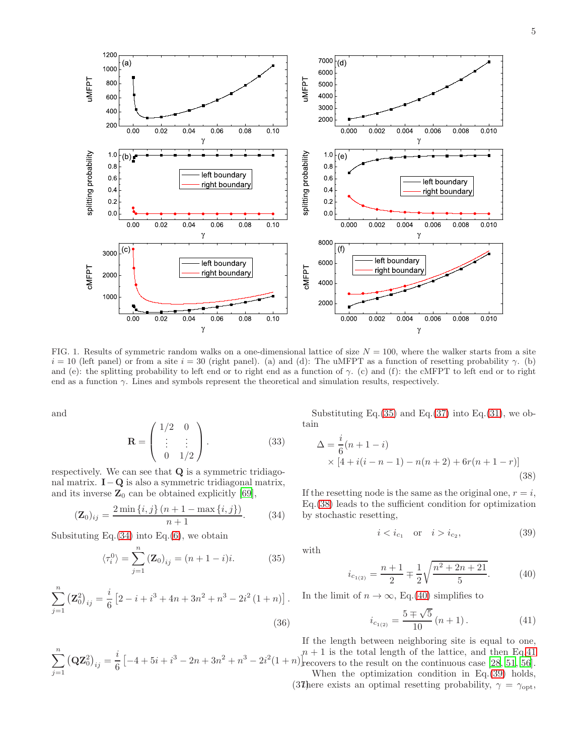FIG. 1. Results of symmetric random walks on a one-dimensional lattice of size $N = 100$, where the walker starts from a site $i = 10$ (left panel) or from a site $i = 30$ (right panel). (a) and (d): The uMFPT as a function of resetting probability $\gamma$. (b) and (e): the splitting probability to left end or to right end as a function of $\gamma$. (c) and (f): the cMFPT to left end or to right end as a function $\gamma$. Lines and symbols represent the theoretical and simulation results, respectively.

and

$$\mathbf{R} = \begin{pmatrix} 1/2 & 0 \\ \vdots & \vdots \\ 0 & 1/2 \end{pmatrix}. \tag{33}$$

respectively. We can see that $\mathbf{Q}$ is a symmetric tridiagonal matrix. $\mathbf{I} - \mathbf{Q}$ is also a symmetric tridiagonal matrix, and its inverse $\mathbf{Z}_0$ can be obtained explicitly [69],

$$(\mathbf{Z}_0)_{ij} = \frac{2\min\{i,j\}\,(n+1-\max\{i,j\})}{n+1}. \tag{34}$$

Subsituting Eq.(34) into Eq.(6), we obtain

$$\langle \tau_i^0 \rangle = \sum_{j=1}^{n} (\mathbf{Z}_0)_{ij} = (n+1-i)i. \tag{35}$$

$$\sum_{j=1}^{n} \left(\mathbf{Z}_0^2\right)_{ij} = \frac{i}{6}\left[2 - i + i^3 + 4n + 3n^2 + n^3 - 2i^2(1+n)\right]. \tag{36}$$

$$\sum_{j=1}^{n} \left(\mathbf{Q}\mathbf{Z}_0^2\right)_{ij} = \frac{i}{6}\left[-4 + 5i + i^3 - 2n + 3n^2 + n^3 - 2i^2(1+n)\right]. \tag{37}$$

Substituting Eq.(35) and Eq.(37) into Eq.(31), we obtain

$$\Delta = \frac{i}{6}(n+1-i) \times \left[4 + i(i-n-1) - n(n+2) + 6r(n+1-r)\right] \tag{38}$$

If the resetting node is the same as the original one, $r = i$, Eq.(38) leads to the sufficient condition for optimization by stochastic resetting,

$$i < i_{c_1} \quad \text{or} \quad i > i_{c_2}, \tag{39}$$

with

$$i_{c_{1(2)}} = \frac{n+1}{2} \mp \frac{1}{2}\sqrt{\frac{n^2+2n+21}{5}}. \tag{40}$$

In the limit of $n \to \infty$, Eq.(40) simplifies to

$$i_{c_{1(2)}} = \frac{5 \mp \sqrt{5}}{10}(n+1). \tag{41}$$

If the length between neighboring site is equal to one, $n + 1$ is the total length of the lattice, and then Eq.41 recovers to the result on the continuous case [28, 51, 56].

When the optimization condition in Eq.(39) holds, there exists an optimal resetting probability, $\gamma = \gamma_{\rm opt}$,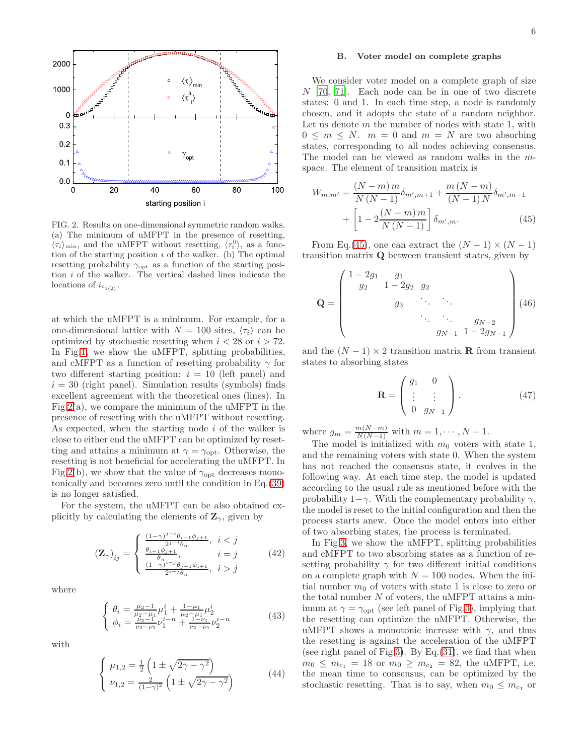FIG. 2. Results on one-dimensional symmetric random walks. (a) The minimum of uMFPT in the presence of resetting, $\langle \tau_i \rangle_{\min}$, and the uMFPT without resetting, $\langle \tau_i^0 \rangle$, as a function of the starting position $i$ of the walker. (b) The optimal resetting probability $\gamma_{\rm opt}$ as a function of the starting position $i$ of the walker. The vertical dashed lines indicate the locations of $i_{c_{1(2)}}$.

at which the uMFPT is a minimum. For example, for a one-dimensional lattice with $N = 100$ sites, $\langle \tau_i \rangle$ can be optimized by stochastic resetting when $i < 28$ or $i > 72$. In Fig.1, we show the uMFPT, splitting probabilities, and cMFPT as a function of resetting probability $\gamma$ for two different starting position: $i = 10$ (left panel) and $i = 30$ (right panel). Simulation results (symbols) finds excellent agreement with the theoretical ones (lines). In Fig.2(a), we compare the minimum of the uMFPT in the presence of resetting with the uMFPT without resetting. As expected, when the starting node $i$ of the walker is close to either end the uMFPT can be optimized by resetting and attains a minimum at $\gamma = \gamma_{\rm opt}$. Otherwise, the resetting is not beneficial for accelerating the uMFPT. In Fig.2(b), we show that the value of $\gamma_{\rm opt}$ decreases monotonically and becomes zero until the condition in Eq.(39) is no longer satisfied.

For the system, the uMFPT can be also obtained explicitly by calculating the elements of $\mathbf{Z}_\gamma$, given by

$$
(\mathbf{Z}_\gamma)_{ij} = \begin{cases} \frac{(1-\gamma)^{j-i}\theta_{i-1}\phi_{j+1}}{2^{j-i}\theta_n}, & i < j \\ \frac{\theta_{i-1}\phi_{j+1}}{\theta_n}, & i = j \\ \frac{(1-\gamma)^{i-j}\theta_{j-1}\phi_{i+1}}{2^{i-j}\theta_n}, & i > j \end{cases} \tag{42}
$$

where

$$
\begin{cases} \theta_i = \frac{\mu_2 - 1}{\mu_2 - \mu_1}\mu_1^i + \frac{1-\mu_1}{\mu_2 - \mu_1}\mu_2^i \\ \phi_i = \frac{\nu_2 - 1}{\nu_2 - \nu_1}\nu_1^{i-n} + \frac{1-\nu_1}{\nu_2 - \nu_1}\nu_2^{i-n} \end{cases} \tag{43}
$$

with

$$
\begin{cases} \mu_{1,2} = \frac{1}{2}\left(1 \pm \sqrt{2\gamma - \gamma^2}\right) \\ \nu_{1,2} = \frac{2}{(1-\gamma)^2}\left(1 \pm \sqrt{2\gamma - \gamma^2}\right) \end{cases} \tag{44}
$$

## B. Voter model on complete graphs

We consider voter model on a complete graph of size $N$ [70, 71]. Each node can be in one of two discrete states: 0 and 1. In each time step, a node is randomly chosen, and it adopts the state of a random neighbor. Let us denote $m$ the number of nodes with state 1, with $0 \leq m \leq N$. $m = 0$ and $m = N$ are two absorbing states, corresponding to all nodes achieving consensus. The model can be viewed as random walks in the $m$-space. The element of transition matrix is

$$
W_{m,m'} = \frac{(N-m)\,m}{N\,(N-1)}\delta_{m',m+1} + \frac{m\,(N-m)}{(N-1)\,N}\delta_{m',m-1} + \left[1 - 2\frac{(N-m)\,m}{N\,(N-1)}\right]\delta_{m',m}. \tag{45}
$$

From Eq.(45), one can extract the $(N-1)\times(N-1)$ transition matrix $\mathbf{Q}$ between transient states, given by

$$
\mathbf{Q} = \begin{pmatrix} 1-2g_1 & g_1 & & & \\ g_2 & 1-2g_2 & g_2 & & \\ & g_3 & \ddots & \ddots & \\ & & \ddots & \ddots & g_{N-2} \\ & & & g_{N-1} & 1-2g_{N-1} \end{pmatrix} \tag{46}
$$

and the $(N-1)\times 2$ transition matrix $\mathbf{R}$ from transient states to absorbing states

$$
\mathbf{R} = \begin{pmatrix} g_1 & 0 \\ \vdots & \vdots \\ 0 & g_{N-1} \end{pmatrix}. \tag{47}
$$

where $g_m = \frac{m(N-m)}{N(N-1)}$ with $m = 1, \cdots, N-1$.

The model is initialized with $m_0$ voters with state 1, and the remaining voters with state 0. When the system has not reached the consensus state, it evolves in the following way. At each time step, the model is updated according to the usual rule as mentioned before with the probability $1-\gamma$. With the complementary probability $\gamma$, the model is reset to the initial configuration and then the process starts anew. Once the model enters into either of two absorbing states, the process is terminated.

In Fig.3, we show the uMFPT, splitting probabilities and cMFPT to two absorbing states as a function of resetting probability $\gamma$ for two different initial conditions on a complete graph with $N = 100$ nodes. When the initial number $m_0$ of voters with state 1 is close to zero or the total number $N$ of voters, the uMFPT attains a minimum at $\gamma = \gamma_{\rm opt}$ (see left panel of Fig.3), implying that the resetting can optimize the uMFPT. Otherwise, the uMFPT shows a monotonic increase with $\gamma$, and thus the resetting is against the acceleration of the uMFPT (see right panel of Fig.3). By Eq.(31), we find that when $m_0 \leq m_{c_1} = 18$ or $m_0 \geq m_{c_2} = 82$, the uMFPT, i.e. the mean time to consensus, can be optimized by the stochastic resetting. That is to say, when $m_0 \leq m_{c_1}$ or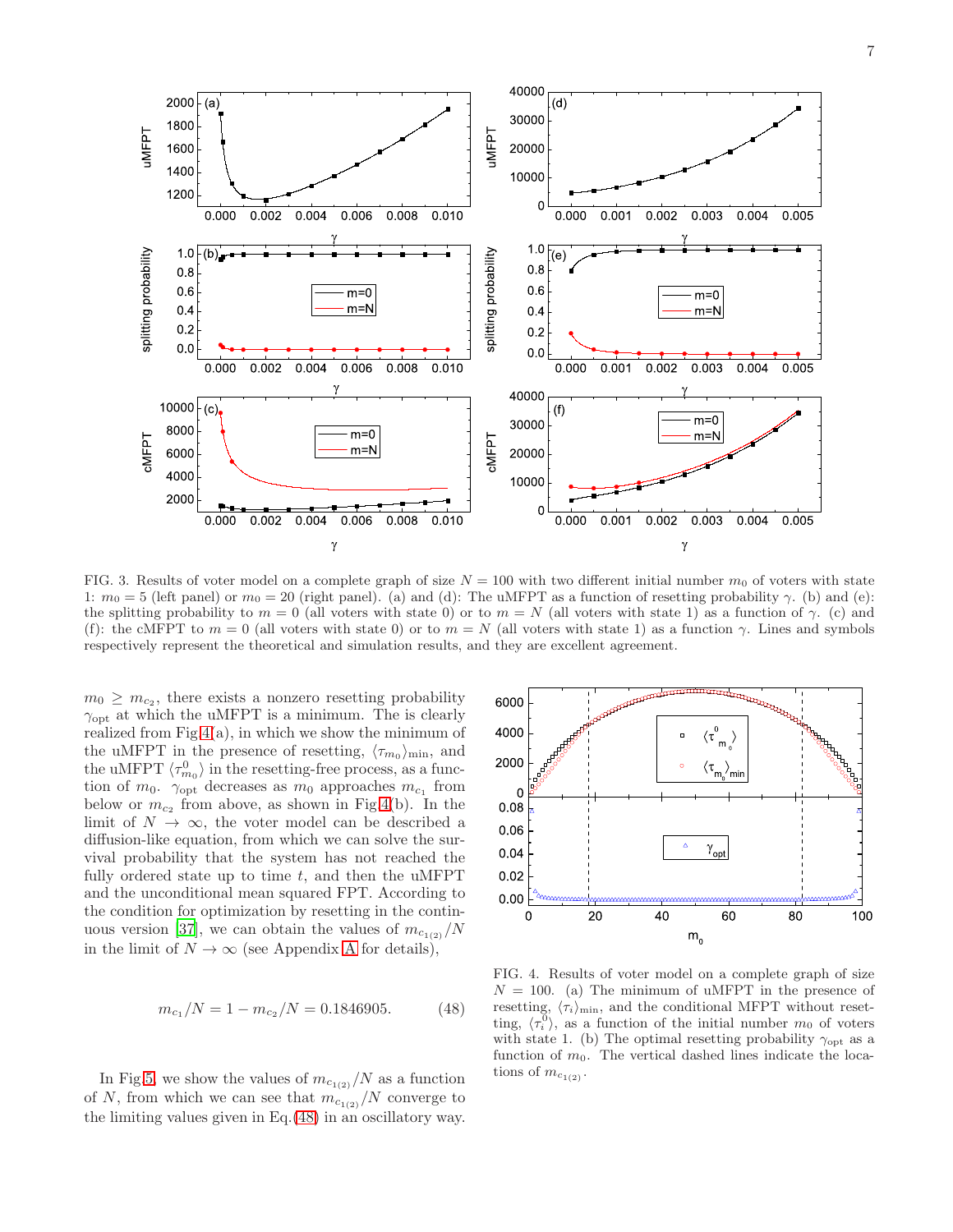FIG. 3. Results of voter model on a complete graph of size $N = 100$ with two different initial number $m_0$ of voters with state 1: $m_0 = 5$ (left panel) or $m_0 = 20$ (right panel). (a) and (d): The uMFPT as a function of resetting probability $\gamma$. (b) and (e): the splitting probability to $m = 0$ (all voters with state 0) or to $m = N$ (all voters with state 1) as a function of $\gamma$. (c) and (f): the cMFPT to $m = 0$ (all voters with state 0) or to $m = N$ (all voters with state 1) as a function $\gamma$. Lines and symbols respectively represent the theoretical and simulation results, and they are excellent agreement.

$m_0 \geq m_{c_2}$, there exists a nonzero resetting probability $\gamma_{\rm opt}$ at which the uMFPT is a minimum. The is clearly realized from Fig.4(a), in which we show the minimum of the uMFPT in the presence of resetting, $\langle \tau_{m_0} \rangle_{\rm min}$, and the uMFPT $\langle \tau^0_{m_0} \rangle$ in the resetting-free process, as a function of $m_0$. $\gamma_{\rm opt}$ decreases as $m_0$ approaches $m_{c_1}$ from below or $m_{c_2}$ from above, as shown in Fig.4(b). In the limit of $N \to \infty$, the voter model can be described a diffusion-like equation, from which we can solve the survival probability that the system has not reached the fully ordered state up to time $t$, and then the uMFPT and the unconditional mean squared FPT. According to the condition for optimization by resetting in the continuous version [37], we can obtain the values of $m_{c_{1(2)}}/N$ in the limit of $N \to \infty$ (see Appendix A for details),

$$m_{c_1}/N = 1 - m_{c_2}/N = 0.1846905. \tag{48}$$

In Fig.5, we show the values of $m_{c_{1(2)}}/N$ as a function of $N$, from which we can see that $m_{c_{1(2)}}/N$ converge to the limiting values given in Eq.(48) in an oscillatory way.

FIG. 4. Results of voter model on a complete graph of size $N = 100$. (a) The minimum of uMFPT in the presence of resetting, $\langle \tau_i \rangle_{\rm min}$, and the conditional MFPT without resetting, $\langle \tau^0_i \rangle$, as a function of the initial number $m_0$ of voters with state 1. (b) The optimal resetting probability $\gamma_{\rm opt}$ as a function of $m_0$. The vertical dashed lines indicate the locations of $m_{c_{1(2)}}$.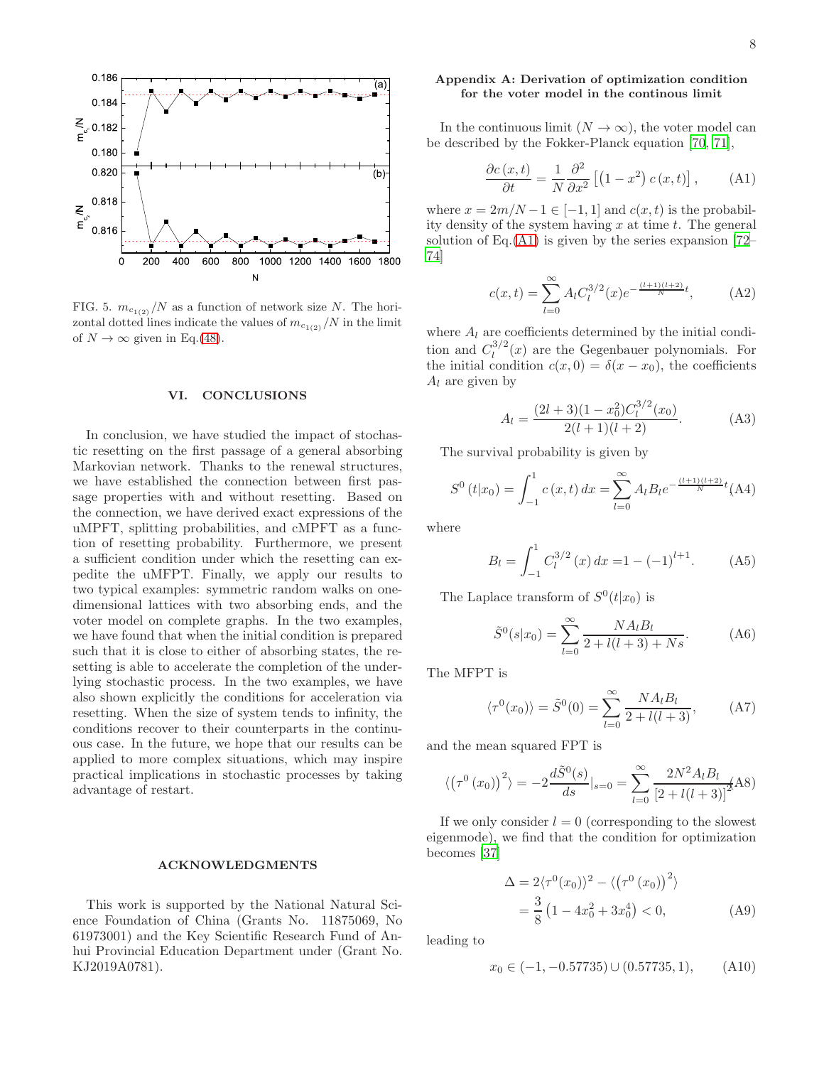FIG. 5. $m_{c_{1(2)}}/N$ as a function of network size $N$. The horizontal dotted lines indicate the values of $m_{c_{1(2)}}/N$ in the limit of $N \to \infty$ given in Eq.(48).

## VI. CONCLUSIONS

In conclusion, we have studied the impact of stochastic resetting on the first passage of a general absorbing Markovian network. Thanks to the renewal structures, we have established the connection between first passage properties with and without resetting. Based on the connection, we have derived exact expressions of the uMPFT, splitting probabilities, and cMPFT as a function of resetting probability. Furthermore, we present a sufficient condition under which the resetting can expedite the uMPFT. Finally, we apply our results to two typical examples: symmetric random walks on one-dimensional lattices with two absorbing ends, and the voter model on complete graphs. In the two examples, we have found that when the initial condition is prepared such that it is close to either of absorbing states, the resetting is able to accelerate the completion of the underlying stochastic process. In the two examples, we have also shown explicitly the conditions for acceleration via resetting. When the size of system tends to infinity, the conditions recover to their counterparts in the continuous case. In the future, we hope that our results can be applied to more complex situations, which may inspire practical implications in stochastic processes by taking advantage of restart.

## ACKNOWLEDGMENTS

This work is supported by the National Natural Science Foundation of China (Grants No. 11875069, No 61973001) and the Key Scientific Research Fund of Anhui Provincial Education Department under (Grant No. KJ2019A0781).

## Appendix A: Derivation of optimization condition for the voter model in the continous limit

In the continuous limit ($N \to \infty$), the voter model can be described by the Fokker-Planck equation [70, 71],

$$\frac{\partial c(x,t)}{\partial t} = \frac{1}{N} \frac{\partial^2}{\partial x^2} \left[ \left(1 - x^2\right) c(x,t) \right], \tag{A1}$$

where $x = 2m/N - 1 \in [-1, 1]$ and $c(x,t)$ is the probability density of the system having $x$ at time $t$. The general solution of Eq.(A1) is given by the series expansion [72–74]

$$c(x,t) = \sum_{l=0}^{\infty} A_l C_l^{3/2}(x) e^{-\frac{(l+1)(l+2)}{N} t}, \tag{A2}$$

where $A_l$ are coefficients determined by the initial condition and $C_l^{3/2}(x)$ are the Gegenbauer polynomials. For the initial condition $c(x,0) = \delta(x - x_0)$, the coefficients $A_l$ are given by

$$A_l = \frac{(2l+3)(1-x_0^2) C_l^{3/2}(x_0)}{2(l+1)(l+2)}. \tag{A3}$$

The survival probability is given by

$$S^0(t|x_0) = \int_{-1}^{1} c(x,t)\, dx = \sum_{l=0}^{\infty} A_l B_l e^{-\frac{(l+1)(l+2)}{N} t} \tag{A4}$$

where

$$B_l = \int_{-1}^{1} C_l^{3/2}(x)\, dx = 1 - (-1)^{l+1}. \tag{A5}$$

The Laplace transform of $S^0(t|x_0)$ is

$$\tilde{S}^0(s|x_0) = \sum_{l=0}^{\infty} \frac{N A_l B_l}{2 + l(l+3) + Ns}. \tag{A6}$$

The MFPT is

$$\langle \tau^0(x_0) \rangle = \tilde{S}^0(0) = \sum_{l=0}^{\infty} \frac{N A_l B_l}{2 + l(l+3)}, \tag{A7}$$

and the mean squared FPT is

$$\langle \left(\tau^0(x_0)\right)^2 \rangle = -2 \frac{d\tilde{S}^0(s)}{ds}\Big|_{s=0} = \sum_{l=0}^{\infty} \frac{2N^2 A_l B_l}{\left[2 + l(l+3)\right]^2} \tag{A8}$$

If we only consider $l = 0$ (corresponding to the slowest eigenmode), we find that the condition for optimization becomes [37]

$$\begin{aligned} \Delta &= 2\langle \tau^0(x_0) \rangle^2 - \langle \left(\tau^0(x_0)\right)^2 \rangle \\ &= \frac{3}{8}\left(1 - 4x_0^2 + 3x_0^4\right) < 0, \end{aligned} \tag{A9}$$

leading to

$$x_0 \in (-1, -0.57735) \cup (0.57735, 1), \tag{A10}$$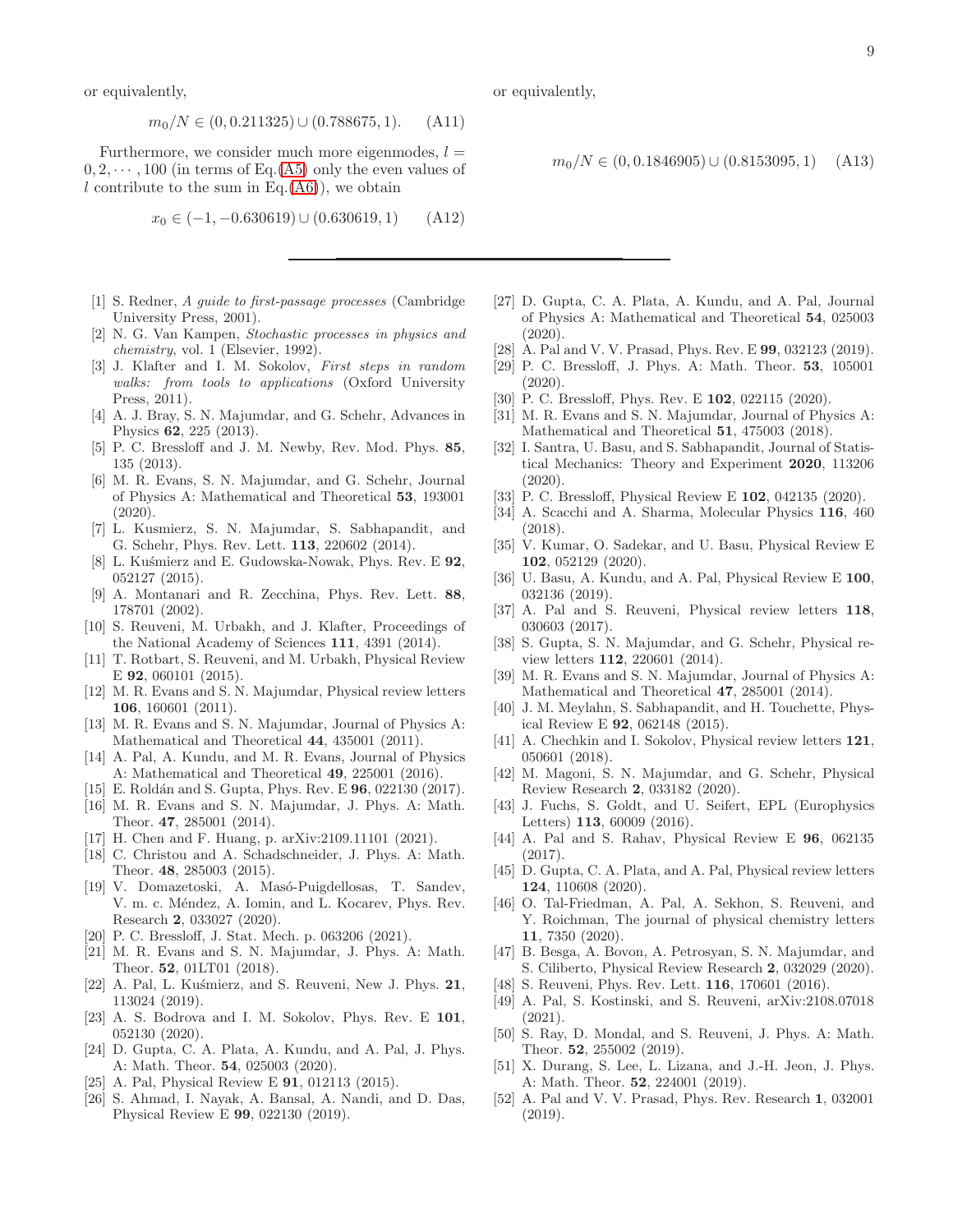or equivalently,

$$m_0/N \in (0, 0.211325) \cup (0.788675, 1). \quad \text{(A11)}$$

Furthermore, we consider much more eigenmodes, $l = 0, 2, \cdots, 100$ (in terms of Eq.(A5) only the even values of $l$ contribute to the sum in Eq.(A6)), we obtain

$$x_0 \in (-1, -0.630619) \cup (0.630619, 1) \quad \text{(A12)}$$

or equivalently,

$$m_0/N \in (0, 0.1846905) \cup (0.8153095, 1) \quad \text{(A13)}$$

---

[1] S. Redner, *A guide to first-passage processes* (Cambridge University Press, 2001).

[2] N. G. Van Kampen, *Stochastic processes in physics and chemistry*, vol. 1 (Elsevier, 1992).

[3] J. Klafter and I. M. Sokolov, *First steps in random walks: from tools to applications* (Oxford University Press, 2011).

[4] A. J. Bray, S. N. Majumdar, and G. Schehr, Advances in Physics **62**, 225 (2013).

[5] P. C. Bressloff and J. M. Newby, Rev. Mod. Phys. **85**, 135 (2013).

[6] M. R. Evans, S. N. Majumdar, and G. Schehr, Journal of Physics A: Mathematical and Theoretical **53**, 193001 (2020).

[7] L. Kusmierz, S. N. Majumdar, S. Sabhapandit, and G. Schehr, Phys. Rev. Lett. **113**, 220602 (2014).

[8] L. Kuśmierz and E. Gudowska-Nowak, Phys. Rev. E **92**, 052127 (2015).

[9] A. Montanari and R. Zecchina, Phys. Rev. Lett. **88**, 178701 (2002).

[10] S. Reuveni, M. Urbakh, and J. Klafter, Proceedings of the National Academy of Sciences **111**, 4391 (2014).

[11] T. Rotbart, S. Reuveni, and M. Urbakh, Physical Review E **92**, 060101 (2015).

[12] M. R. Evans and S. N. Majumdar, Physical review letters **106**, 160601 (2011).

[13] M. R. Evans and S. N. Majumdar, Journal of Physics A: Mathematical and Theoretical **44**, 435001 (2011).

[14] A. Pal, A. Kundu, and M. R. Evans, Journal of Physics A: Mathematical and Theoretical **49**, 225001 (2016).

[15] E. Roldán and S. Gupta, Phys. Rev. E **96**, 022130 (2017).

[16] M. R. Evans and S. N. Majumdar, J. Phys. A: Math. Theor. **47**, 285001 (2014).

[17] H. Chen and F. Huang, p. arXiv:2109.11101 (2021).

[18] C. Christou and A. Schadschneider, J. Phys. A: Math. Theor. **48**, 285003 (2015).

[19] V. Domazetoski, A. Masó-Puigdellosas, T. Sandev, V. m. c. Méndez, A. Iomin, and L. Kocarev, Phys. Rev. Research **2**, 033027 (2020).

[20] P. C. Bressloff, J. Stat. Mech. p. 063206 (2021).

[21] M. R. Evans and S. N. Majumdar, J. Phys. A: Math. Theor. **52**, 01LT01 (2018).

[22] A. Pal, L. Kuśmierz, and S. Reuveni, New J. Phys. **21**, 113024 (2019).

[23] A. S. Bodrova and I. M. Sokolov, Phys. Rev. E **101**, 052130 (2020).

[24] D. Gupta, C. A. Plata, A. Kundu, and A. Pal, J. Phys. A: Math. Theor. **54**, 025003 (2020).

[25] A. Pal, Physical Review E **91**, 012113 (2015).

[26] S. Ahmad, I. Nayak, A. Bansal, A. Nandi, and D. Das, Physical Review E **99**, 022130 (2019).

[27] D. Gupta, C. A. Plata, A. Kundu, and A. Pal, Journal of Physics A: Mathematical and Theoretical **54**, 025003 (2020).

[28] A. Pal and V. V. Prasad, Phys. Rev. E **99**, 032123 (2019).

[29] P. C. Bressloff, J. Phys. A: Math. Theor. **53**, 105001 (2020).

[30] P. C. Bressloff, Phys. Rev. E **102**, 022115 (2020).

[31] M. R. Evans and S. N. Majumdar, Journal of Physics A: Mathematical and Theoretical **51**, 475003 (2018).

[32] I. Santra, U. Basu, and S. Sabhapandit, Journal of Statistical Mechanics: Theory and Experiment **2020**, 113206 (2020).

[33] P. C. Bressloff, Physical Review E **102**, 042135 (2020).

[34] A. Scacchi and A. Sharma, Molecular Physics **116**, 460 (2018).

[35] V. Kumar, O. Sadekar, and U. Basu, Physical Review E **102**, 052129 (2020).

[36] U. Basu, A. Kundu, and A. Pal, Physical Review E **100**, 032136 (2019).

[37] A. Pal and S. Reuveni, Physical review letters **118**, 030603 (2017).

[38] S. Gupta, S. N. Majumdar, and G. Schehr, Physical review letters **112**, 220601 (2014).

[39] M. R. Evans and S. N. Majumdar, Journal of Physics A: Mathematical and Theoretical **47**, 285001 (2014).

[40] J. M. Meylahn, S. Sabhapandit, and H. Touchette, Physical Review E **92**, 062148 (2015).

[41] A. Chechkin and I. Sokolov, Physical review letters **121**, 050601 (2018).

[42] M. Magoni, S. N. Majumdar, and G. Schehr, Physical Review Research **2**, 033182 (2020).

[43] J. Fuchs, S. Goldt, and U. Seifert, EPL (Europhysics Letters) **113**, 60009 (2016).

[44] A. Pal and S. Rahav, Physical Review E **96**, 062135 (2017).

[45] D. Gupta, C. A. Plata, and A. Pal, Physical review letters **124**, 110608 (2020).

[46] O. Tal-Friedman, A. Pal, A. Sekhon, S. Reuveni, and Y. Roichman, The journal of physical chemistry letters **11**, 7350 (2020).

[47] B. Besga, A. Bovon, A. Petrosyan, S. N. Majumdar, and S. Ciliberto, Physical Review Research **2**, 032029 (2020).

[48] S. Reuveni, Phys. Rev. Lett. **116**, 170601 (2016).

[49] A. Pal, S. Kostinski, and S. Reuveni, arXiv:2108.07018 (2021).

[50] S. Ray, D. Mondal, and S. Reuveni, J. Phys. A: Math. Theor. **52**, 255002 (2019).

[51] X. Durang, S. Lee, L. Lizana, and J.-H. Jeon, J. Phys. A: Math. Theor. **52**, 224001 (2019).

[52] A. Pal and V. V. Prasad, Phys. Rev. Research **1**, 032001 (2019).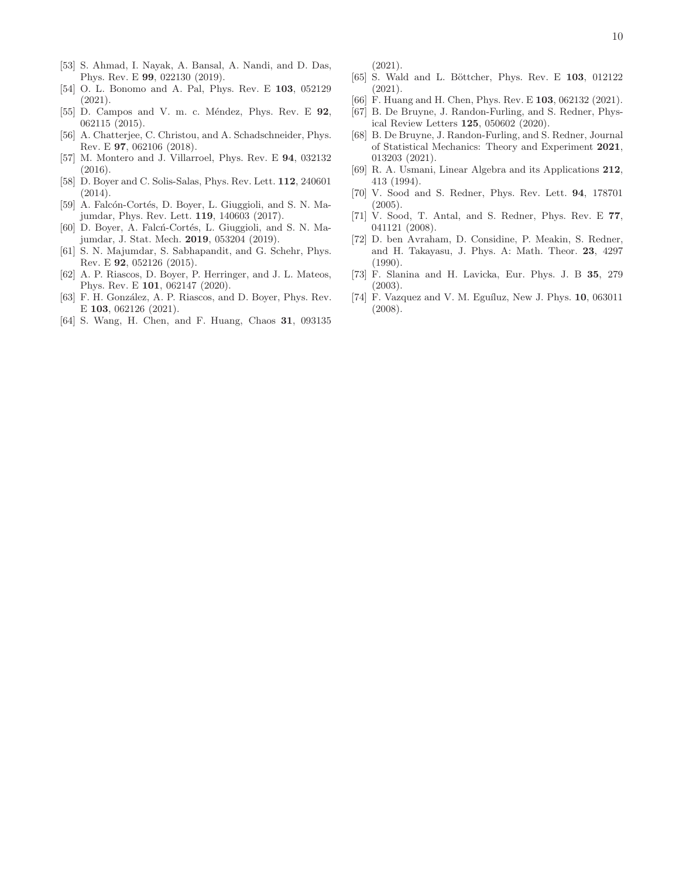[53] S. Ahmad, I. Nayak, A. Bansal, A. Nandi, and D. Das, Phys. Rev. E **99**, 022130 (2019).

[54] O. L. Bonomo and A. Pal, Phys. Rev. E **103**, 052129 (2021).

[55] D. Campos and V. m. c. Méndez, Phys. Rev. E **92**, 062115 (2015).

[56] A. Chatterjee, C. Christou, and A. Schadschneider, Phys. Rev. E **97**, 062106 (2018).

[57] M. Montero and J. Villarroel, Phys. Rev. E **94**, 032132 (2016).

[58] D. Boyer and C. Solis-Salas, Phys. Rev. Lett. **112**, 240601 (2014).

[59] A. Falcón-Cortés, D. Boyer, L. Giuggioli, and S. N. Majumdar, Phys. Rev. Lett. **119**, 140603 (2017).

[60] D. Boyer, A. Falcń-Cortés, L. Giuggioli, and S. N. Majumdar, J. Stat. Mech. **2019**, 053204 (2019).

[61] S. N. Majumdar, S. Sabhapandit, and G. Schehr, Phys. Rev. E **92**, 052126 (2015).

[62] A. P. Riascos, D. Boyer, P. Herringer, and J. L. Mateos, Phys. Rev. E **101**, 062147 (2020).

[63] F. H. González, A. P. Riascos, and D. Boyer, Phys. Rev. E **103**, 062126 (2021).

[64] S. Wang, H. Chen, and F. Huang, Chaos **31**, 093135 (2021).

[65] S. Wald and L. Böttcher, Phys. Rev. E **103**, 012122 (2021).

[66] F. Huang and H. Chen, Phys. Rev. E **103**, 062132 (2021).

[67] B. De Bruyne, J. Randon-Furling, and S. Redner, Physical Review Letters **125**, 050602 (2020).

[68] B. De Bruyne, J. Randon-Furling, and S. Redner, Journal of Statistical Mechanics: Theory and Experiment **2021**, 013203 (2021).

[69] R. A. Usmani, Linear Algebra and its Applications **212**, 413 (1994).

[70] V. Sood and S. Redner, Phys. Rev. Lett. **94**, 178701 (2005).

[71] V. Sood, T. Antal, and S. Redner, Phys. Rev. E **77**, 041121 (2008).

[72] D. ben Avraham, D. Considine, P. Meakin, S. Redner, and H. Takayasu, J. Phys. A: Math. Theor. **23**, 4297 (1990).

[73] F. Slanina and H. Lavicka, Eur. Phys. J. B **35**, 279 (2003).

[74] F. Vazquez and V. M. Eguíluz, New J. Phys. **10**, 063011 (2008).